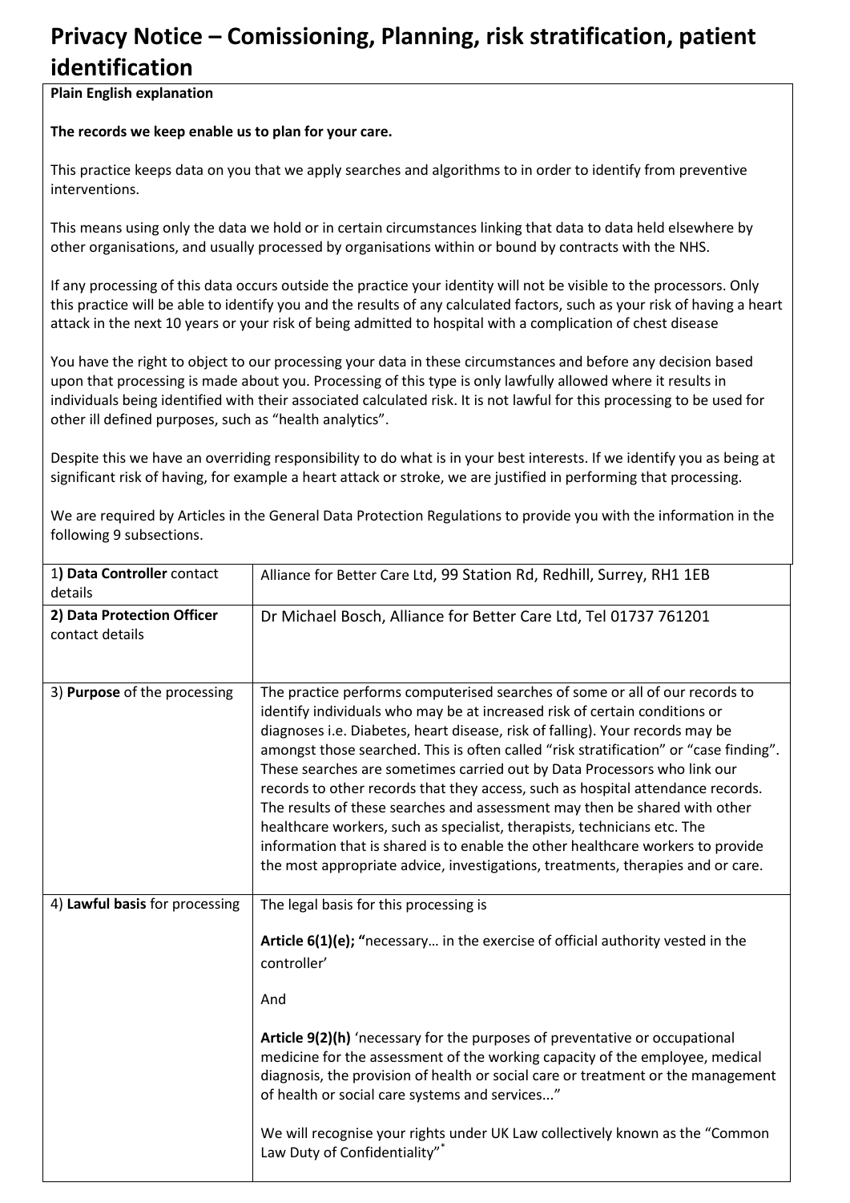# Privacy Notice – Comissioning, Planning, risk stratification, patient identification

**Plain English explanation**

**The records we keep enable us to plan for your care.**

This practice keeps data on you that we apply searches and algorithms to in order to identify from preventive interventions.

This means using only the data we hold or in certain circumstances linking that data to data held elsewhere by other organisations, and usually processed by organisations within or bound by contracts with the NHS.

If any processing of this data occurs outside the practice your identity will not be visible to the processors. Only this practice will be able to identify you and the results of any calculated factors, such as your risk of having a heart attack in the next 10 years or your risk of being admitted to hospital with a complication of chest disease

You have the right to object to our processing your data in these circumstances and before any decision based upon that processing is made about you. Processing of this type is only lawfully allowed where it results in individuals being identified with their associated calculated risk. It is not lawful for this processing to be used for other ill defined purposes, such as "health analytics".

Despite this we have an overriding responsibility to do what is in your best interests. If we identify you as being at significant risk of having, for example a heart attack or stroke, we are justified in performing that processing.

We are required by Articles in the General Data Protection Regulations to provide you with the information in the following 9 subsections.

| | |
|---|---|
| 1**) Data Controller** contact details | Alliance for Better Care Ltd, 99 Station Rd, Redhill, Surrey, RH1 1EB |
| **2) Data Protection Officer** contact details | Dr Michael Bosch, Alliance for Better Care Ltd, Tel 01737 761201 |
| 3) **Purpose** of the processing | The practice performs computerised searches of some or all of our records to identify individuals who may be at increased risk of certain conditions or diagnoses i.e. Diabetes, heart disease, risk of falling). Your records may be amongst those searched. This is often called "risk stratification" or "case finding". These searches are sometimes carried out by Data Processors who link our records to other records that they access, such as hospital attendance records. The results of these searches and assessment may then be shared with other healthcare workers, such as specialist, therapists, technicians etc. The information that is shared is to enable the other healthcare workers to provide the most appropriate advice, investigations, treatments, therapies and or care. |
| 4) **Lawful basis** for processing | The legal basis for this processing is<br><br>**Article 6(1)(e); "**necessary… in the exercise of official authority vested in the controller'<br><br>And<br><br>**Article 9(2)(h)** 'necessary for the purposes of preventative or occupational medicine for the assessment of the working capacity of the employee, medical diagnosis, the provision of health or social care or treatment or the management of health or social care systems and services..."<br><br>We will recognise your rights under UK Law collectively known as the "Common Law Duty of Confidentiality"* |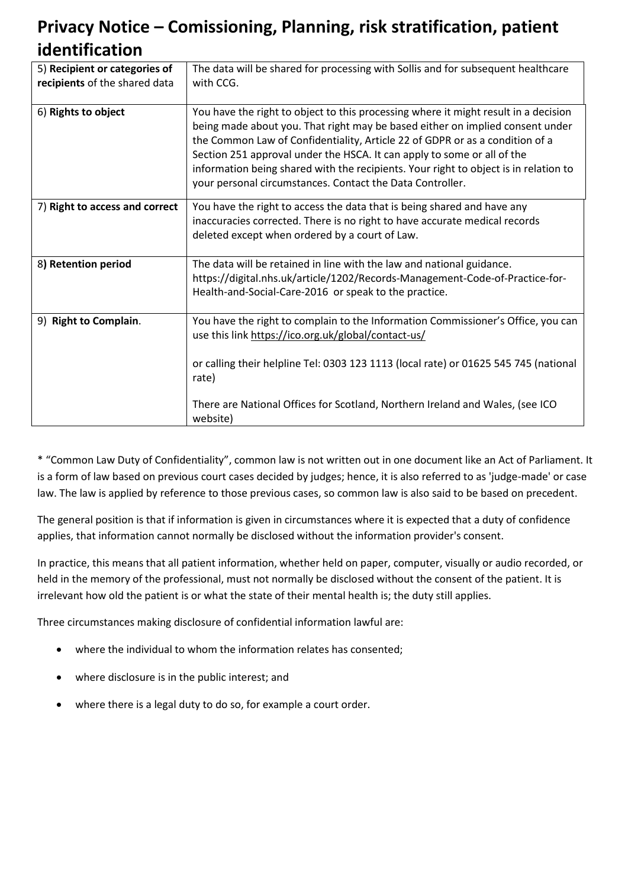# Privacy Notice – Comissioning, Planning, risk stratification, patient identification

| | |
|---|---|
| 5) **Recipient or categories of recipients** of the shared data | The data will be shared for processing with Sollis and for subsequent healthcare with CCG. |
| 6) **Rights to object** | You have the right to object to this processing where it might result in a decision being made about you. That right may be based either on implied consent under the Common Law of Confidentiality, Article 22 of GDPR or as a condition of a Section 251 approval under the HSCA. It can apply to some or all of the information being shared with the recipients. Your right to object is in relation to your personal circumstances. Contact the Data Controller. |
| 7) **Right to access and correct** | You have the right to access the data that is being shared and have any inaccuracies corrected. There is no right to have accurate medical records deleted except when ordered by a court of Law. |
| 8**) Retention period** | The data will be retained in line with the law and national guidance. https://digital.nhs.uk/article/1202/Records-Management-Code-of-Practice-for-Health-and-Social-Care-2016 or speak to the practice. |
| 9) **Right to Complain**. | You have the right to complain to the Information Commissioner's Office, you can use this link https://ico.org.uk/global/contact-us/<br><br>or calling their helpline Tel: 0303 123 1113 (local rate) or 01625 545 745 (national rate)<br><br>There are National Offices for Scotland, Northern Ireland and Wales, (see ICO website) |

* "Common Law Duty of Confidentiality", common law is not written out in one document like an Act of Parliament. It is a form of law based on previous court cases decided by judges; hence, it is also referred to as 'judge-made' or case law. The law is applied by reference to those previous cases, so common law is also said to be based on precedent.

The general position is that if information is given in circumstances where it is expected that a duty of confidence applies, that information cannot normally be disclosed without the information provider's consent.

In practice, this means that all patient information, whether held on paper, computer, visually or audio recorded, or held in the memory of the professional, must not normally be disclosed without the consent of the patient. It is irrelevant how old the patient is or what the state of their mental health is; the duty still applies.

Three circumstances making disclosure of confidential information lawful are:

- where the individual to whom the information relates has consented;
- where disclosure is in the public interest; and
- where there is a legal duty to do so, for example a court order.